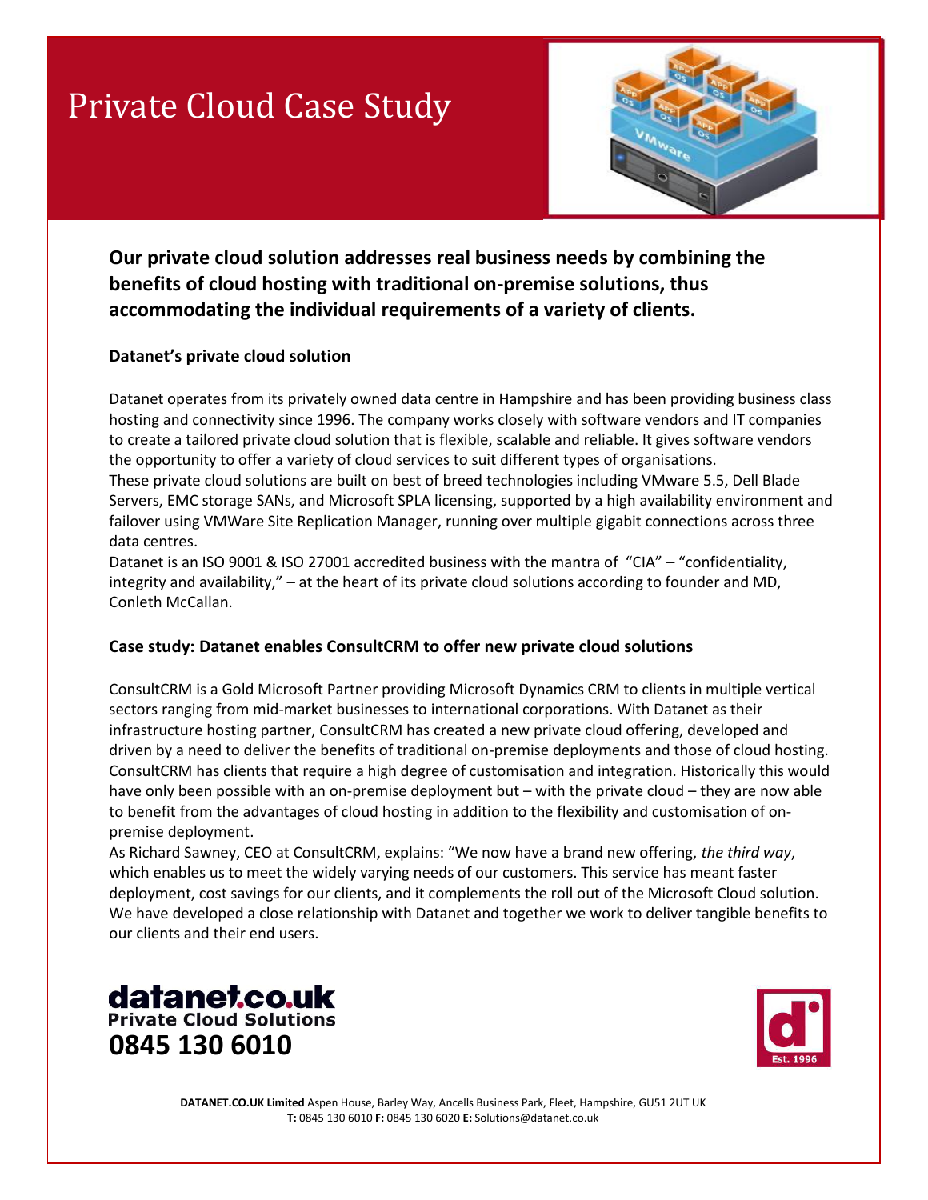# Private Cloud Case Study

**Our private cloud solution addresses real business needs by combining the benefits of cloud hosting with traditional on-premise solutions, thus accommodating the individual requirements of a variety of clients.**

### Datanet's private cloud solution

Datanet operates from its privately owned data centre in Hampshire and has been providing business class hosting and connectivity since 1996. The company works closely with software vendors and IT companies to create a tailored private cloud solution that is flexible, scalable and reliable. It gives software vendors the opportunity to offer a variety of cloud services to suit different types of organisations.

These private cloud solutions are built on best of breed technologies including VMware 5.5, Dell Blade Servers, EMC storage SANs, and Microsoft SPLA licensing, supported by a high availability environment and failover using VMWare Site Replication Manager, running over multiple gigabit connections across three data centres.

Datanet is an ISO 9001 & ISO 27001 accredited business with the mantra of "CIA" – "confidentiality, integrity and availability," – at the heart of its private cloud solutions according to founder and MD, Conleth McCallan.

### Case study: Datanet enables ConsultCRM to offer new private cloud solutions

ConsultCRM is a Gold Microsoft Partner providing Microsoft Dynamics CRM to clients in multiple vertical sectors ranging from mid-market businesses to international corporations. With Datanet as their infrastructure hosting partner, ConsultCRM has created a new private cloud offering, developed and driven by a need to deliver the benefits of traditional on-premise deployments and those of cloud hosting. ConsultCRM has clients that require a high degree of customisation and integration. Historically this would have only been possible with an on-premise deployment but – with the private cloud – they are now able to benefit from the advantages of cloud hosting in addition to the flexibility and customisation of on-premise deployment.

As Richard Sawney, CEO at ConsultCRM, explains: "We now have a brand new offering, *the third way*, which enables us to meet the widely varying needs of our customers. This service has meant faster deployment, cost savings for our clients, and it complements the roll out of the Microsoft Cloud solution. We have developed a close relationship with Datanet and together we work to deliver tangible benefits to our clients and their end users.

**datanet.co.uk**
**Private Cloud Solutions**
**0845 130 6010**

Est. 1996

**DATANET.CO.UK Limited** Aspen House, Barley Way, Ancells Business Park, Fleet, Hampshire, GU51 2UT UK
**T:** 0845 130 6010 **F:** 0845 130 6020 **E:** Solutions@datanet.co.uk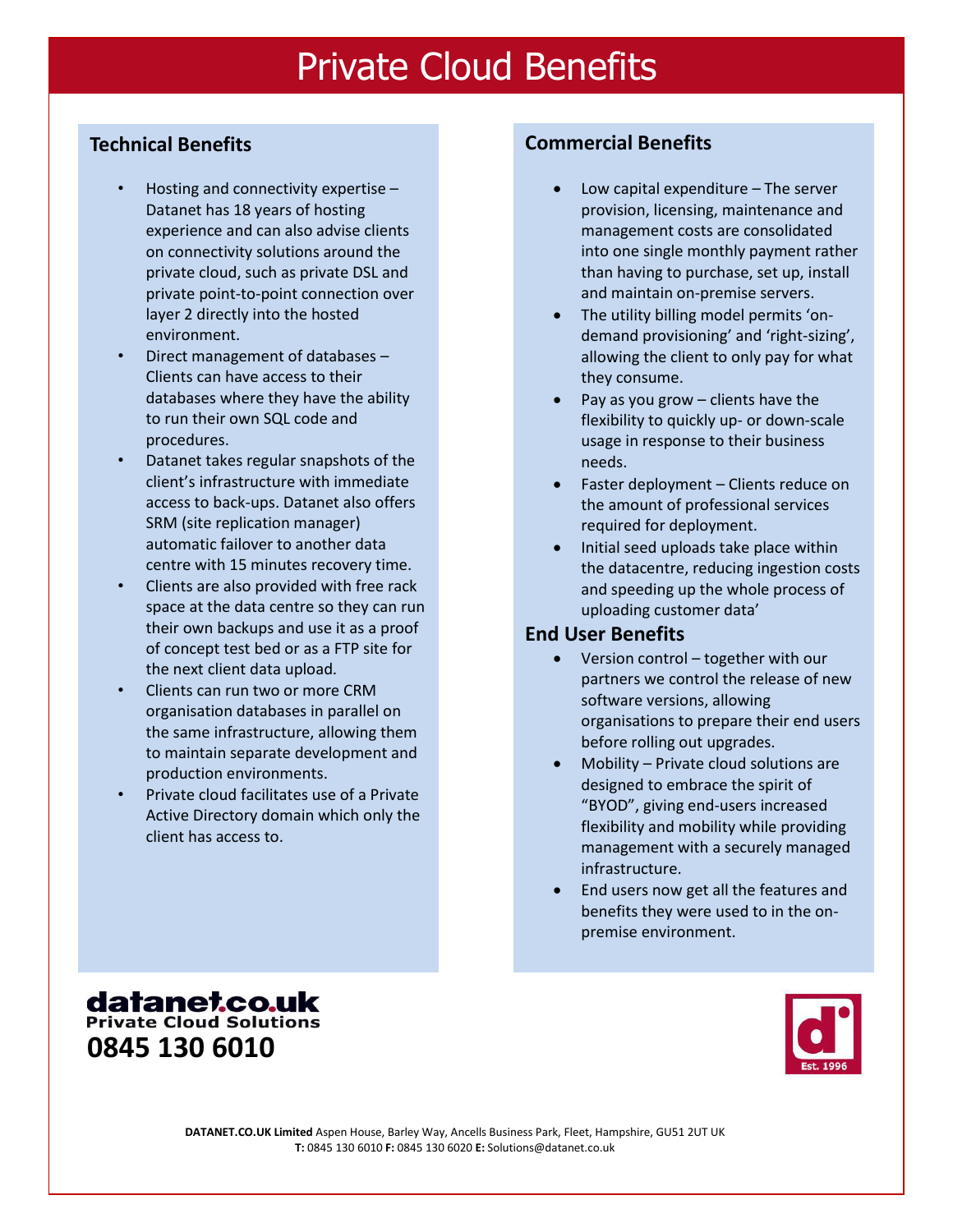# Private Cloud Benefits

## Technical Benefits

- Hosting and connectivity expertise – Datanet has 18 years of hosting experience and can also advise clients on connectivity solutions around the private cloud, such as private DSL and private point-to-point connection over layer 2 directly into the hosted environment.
- Direct management of databases – Clients can have access to their databases where they have the ability to run their own SQL code and procedures.
- Datanet takes regular snapshots of the client's infrastructure with immediate access to back-ups. Datanet also offers SRM (site replication manager) automatic failover to another data centre with 15 minutes recovery time.
- Clients are also provided with free rack space at the data centre so they can run their own backups and use it as a proof of concept test bed or as a FTP site for the next client data upload.
- Clients can run two or more CRM organisation databases in parallel on the same infrastructure, allowing them to maintain separate development and production environments.
- Private cloud facilitates use of a Private Active Directory domain which only the client has access to.

## Commercial Benefits

- Low capital expenditure – The server provision, licensing, maintenance and management costs are consolidated into one single monthly payment rather than having to purchase, set up, install and maintain on-premise servers.
- The utility billing model permits 'on-demand provisioning' and 'right-sizing', allowing the client to only pay for what they consume.
- Pay as you grow – clients have the flexibility to quickly up- or down-scale usage in response to their business needs.
- Faster deployment – Clients reduce on the amount of professional services required for deployment.
- Initial seed uploads take place within the datacentre, reducing ingestion costs and speeding up the whole process of uploading customer data'

## End User Benefits

- Version control – together with our partners we control the release of new software versions, allowing organisations to prepare their end users before rolling out upgrades.
- Mobility – Private cloud solutions are designed to embrace the spirit of "BYOD", giving end-users increased flexibility and mobility while providing management with a securely managed infrastructure.
- End users now get all the features and benefits they were used to in the on-premise environment.

**datanet.co.uk**
**Private Cloud Solutions**
**0845 130 6010**

Est. 1996

**DATANET.CO.UK Limited** Aspen House, Barley Way, Ancells Business Park, Fleet, Hampshire, GU51 2UT UK
**T:** 0845 130 6010 **F:** 0845 130 6020 **E:** Solutions@datanet.co.uk